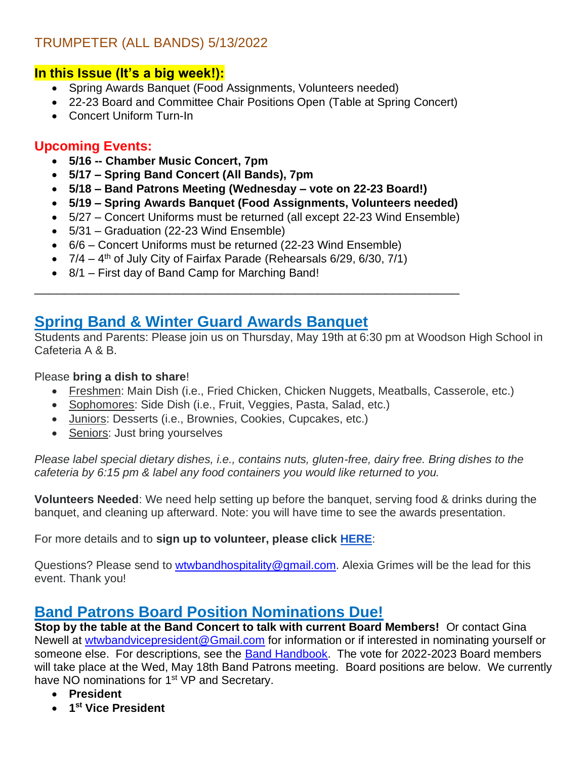## TRUMPETER (ALL BANDS) 5/13/2022

### In this Issue (It's a big week!):

- Spring Awards Banquet (Food Assignments, Volunteers needed)
- 22-23 Board and Committee Chair Positions Open (Table at Spring Concert)
- Concert Uniform Turn-In

### Upcoming Events:

- **5/16 -- Chamber Music Concert, 7pm**
- **5/17 – Spring Band Concert (All Bands), 7pm**
- **5/18 – Band Patrons Meeting (Wednesday – vote on 22-23 Board!)**
- **5/19 – Spring Awards Banquet (Food Assignments, Volunteers needed)**
- 5/27 – Concert Uniforms must be returned (all except 22-23 Wind Ensemble)
- 5/31 – Graduation (22-23 Wind Ensemble)
- 6/6 – Concert Uniforms must be returned (22-23 Wind Ensemble)
- 7/4 – 4th of July City of Fairfax Parade (Rehearsals 6/29, 6/30, 7/1)
- 8/1 – First day of Band Camp for Marching Band!

---

## Spring Band & Winter Guard Awards Banquet

Students and Parents: Please join us on Thursday, May 19th at 6:30 pm at Woodson High School in Cafeteria A & B.

Please **bring a dish to share**!

- Freshmen: Main Dish (i.e., Fried Chicken, Chicken Nuggets, Meatballs, Casserole, etc.)
- Sophomores: Side Dish (i.e., Fruit, Veggies, Pasta, Salad, etc.)
- Juniors: Desserts (i.e., Brownies, Cookies, Cupcakes, etc.)
- Seniors: Just bring yourselves

*Please label special dietary dishes, i.e., contains nuts, gluten-free, dairy free. Bring dishes to the cafeteria by 6:15 pm & label any food containers you would like returned to you.*

**Volunteers Needed**: We need help setting up before the banquet, serving food & drinks during the banquet, and cleaning up afterward. Note: you will have time to see the awards presentation.

For more details and to **sign up to volunteer, please click HERE**:

Questions? Please send to wtwbandhospitality@gmail.com. Alexia Grimes will be the lead for this event. Thank you!

## Band Patrons Board Position Nominations Due!

**Stop by the table at the Band Concert to talk with current Board Members!** Or contact Gina Newell at wtwbandvicepresident@Gmail.com for information or if interested in nominating yourself or someone else. For descriptions, see the Band Handbook. The vote for 2022-2023 Board members will take place at the Wed, May 18th Band Patrons meeting. Board positions are below. We currently have NO nominations for 1st VP and Secretary.

- **President**
- **1st Vice President**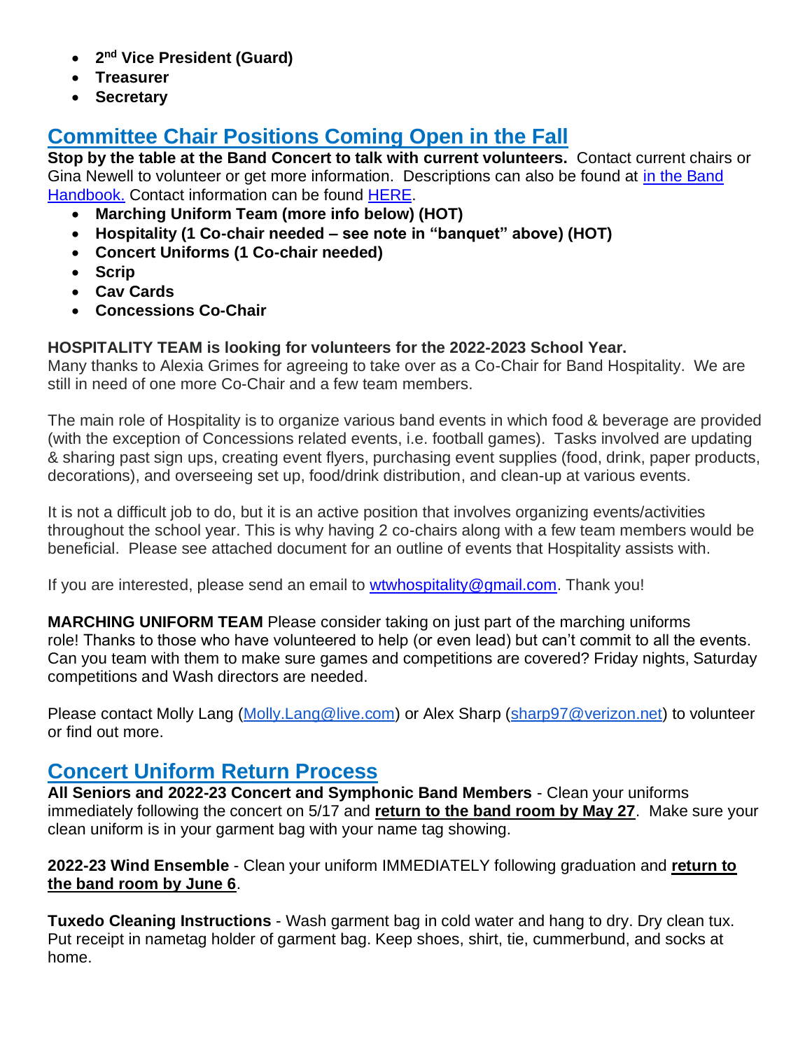- **2nd Vice President (Guard)**
- **Treasurer**
- **Secretary**

## Committee Chair Positions Coming Open in the Fall

**Stop by the table at the Band Concert to talk with current volunteers.** Contact current chairs or Gina Newell to volunteer or get more information. Descriptions can also be found at in the Band Handbook. Contact information can be found HERE.

- **Marching Uniform Team (more info below) (HOT)**
- **Hospitality (1 Co-chair needed – see note in "banquet" above) (HOT)**
- **Concert Uniforms (1 Co-chair needed)**
- **Scrip**
- **Cav Cards**
- **Concessions Co-Chair**

**HOSPITALITY TEAM is looking for volunteers for the 2022-2023 School Year.**
Many thanks to Alexia Grimes for agreeing to take over as a Co-Chair for Band Hospitality. We are still in need of one more Co-Chair and a few team members.

The main role of Hospitality is to organize various band events in which food & beverage are provided (with the exception of Concessions related events, i.e. football games). Tasks involved are updating & sharing past sign ups, creating event flyers, purchasing event supplies (food, drink, paper products, decorations), and overseeing set up, food/drink distribution, and clean-up at various events.

It is not a difficult job to do, but it is an active position that involves organizing events/activities throughout the school year. This is why having 2 co-chairs along with a few team members would be beneficial. Please see attached document for an outline of events that Hospitality assists with.

If you are interested, please send an email to wtwhospitality@gmail.com. Thank you!

**MARCHING UNIFORM TEAM** Please consider taking on just part of the marching uniforms role! Thanks to those who have volunteered to help (or even lead) but can't commit to all the events. Can you team with them to make sure games and competitions are covered? Friday nights, Saturday competitions and Wash directors are needed.

Please contact Molly Lang (Molly.Lang@live.com) or Alex Sharp (sharp97@verizon.net) to volunteer or find out more.

## Concert Uniform Return Process

**All Seniors and 2022-23 Concert and Symphonic Band Members** - Clean your uniforms immediately following the concert on 5/17 and **return to the band room by May 27**. Make sure your clean uniform is in your garment bag with your name tag showing.

**2022-23 Wind Ensemble** - Clean your uniform IMMEDIATELY following graduation and **return to the band room by June 6**.

**Tuxedo Cleaning Instructions** - Wash garment bag in cold water and hang to dry. Dry clean tux. Put receipt in nametag holder of garment bag. Keep shoes, shirt, tie, cummerbund, and socks at home.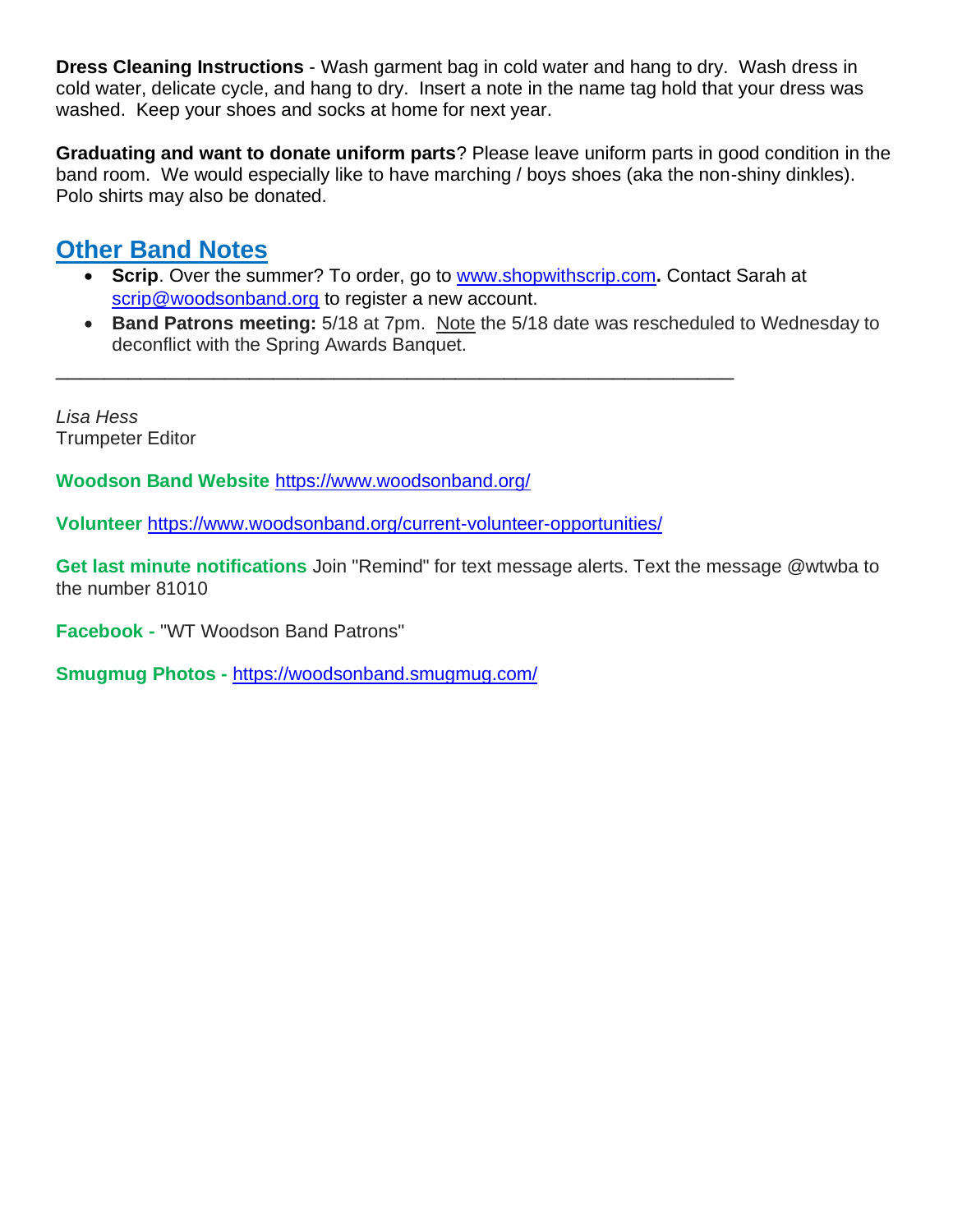**Dress Cleaning Instructions** - Wash garment bag in cold water and hang to dry. Wash dress in cold water, delicate cycle, and hang to dry. Insert a note in the name tag hold that your dress was washed. Keep your shoes and socks at home for next year.

**Graduating and want to donate uniform parts**? Please leave uniform parts in good condition in the band room. We would especially like to have marching / boys shoes (aka the non-shiny dinkles). Polo shirts may also be donated.

## Other Band Notes

- **Scrip**. Over the summer? To order, go to [www.shopwithscrip.com](http://www.shopwithscrip.com)**.** Contact Sarah at [scrip@woodsonband.org](mailto:scrip@woodsonband.org) to register a new account.
- **Band Patrons meeting:** 5/18 at 7pm. Note the 5/18 date was rescheduled to Wednesday to deconflict with the Spring Awards Banquet.

---

*Lisa Hess*
Trumpeter Editor

**Woodson Band Website** [https://www.woodsonband.org/](https://www.woodsonband.org/)

**Volunteer** [https://www.woodsonband.org/current-volunteer-opportunities/](https://www.woodsonband.org/current-volunteer-opportunities/)

**Get last minute notifications** Join "Remind" for text message alerts. Text the message @wtwba to the number 81010

**Facebook -** "WT Woodson Band Patrons"

**Smugmug Photos -** [https://woodsonband.smugmug.com/](https://woodsonband.smugmug.com/)